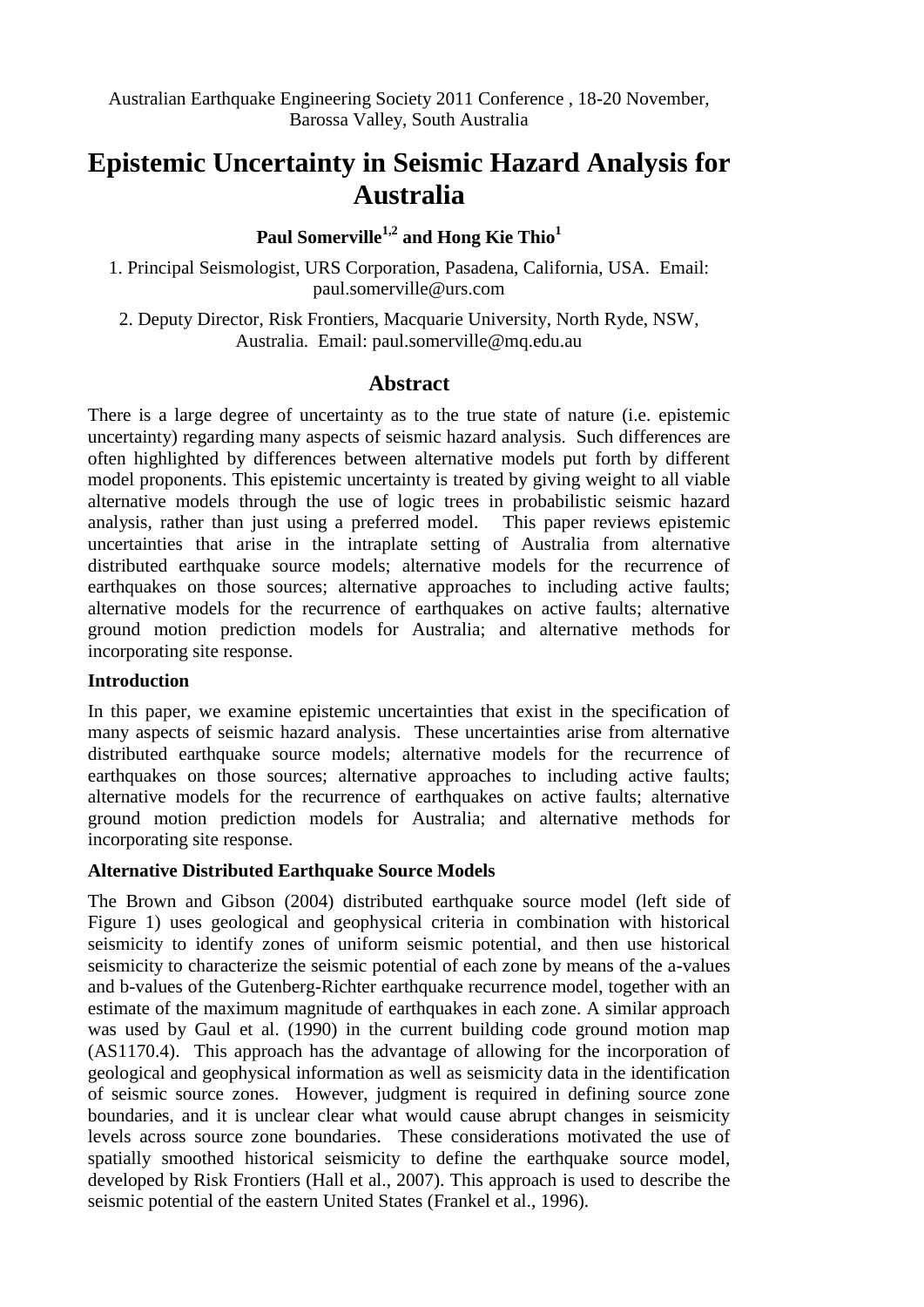Australian Earthquake Engineering Society 2011 Conference , 18-20 November, Barossa Valley, South Australia

# Epistemic Uncertainty in Seismic Hazard Analysis for Australia

**Paul Somerville[1,2] and Hong Kie Thio[1]**

1. Principal Seismologist, URS Corporation, Pasadena, California, USA. Email: paul.somerville@urs.com

2. Deputy Director, Risk Frontiers, Macquarie University, North Ryde, NSW, Australia. Email: paul.somerville@mq.edu.au

## Abstract

There is a large degree of uncertainty as to the true state of nature (i.e. epistemic uncertainty) regarding many aspects of seismic hazard analysis. Such differences are often highlighted by differences between alternative models put forth by different model proponents. This epistemic uncertainty is treated by giving weight to all viable alternative models through the use of logic trees in probabilistic seismic hazard analysis, rather than just using a preferred model. This paper reviews epistemic uncertainties that arise in the intraplate setting of Australia from alternative distributed earthquake source models; alternative models for the recurrence of earthquakes on those sources; alternative approaches to including active faults; alternative models for the recurrence of earthquakes on active faults; alternative ground motion prediction models for Australia; and alternative methods for incorporating site response.

### Introduction

In this paper, we examine epistemic uncertainties that exist in the specification of many aspects of seismic hazard analysis. These uncertainties arise from alternative distributed earthquake source models; alternative models for the recurrence of earthquakes on those sources; alternative approaches to including active faults; alternative models for the recurrence of earthquakes on active faults; alternative ground motion prediction models for Australia; and alternative methods for incorporating site response.

### Alternative Distributed Earthquake Source Models

The Brown and Gibson (2004) distributed earthquake source model (left side of Figure 1) uses geological and geophysical criteria in combination with historical seismicity to identify zones of uniform seismic potential, and then use historical seismicity to characterize the seismic potential of each zone by means of the a-values and b-values of the Gutenberg-Richter earthquake recurrence model, together with an estimate of the maximum magnitude of earthquakes in each zone. A similar approach was used by Gaul et al. (1990) in the current building code ground motion map (AS1170.4). This approach has the advantage of allowing for the incorporation of geological and geophysical information as well as seismicity data in the identification of seismic source zones. However, judgment is required in defining source zone boundaries, and it is unclear clear what would cause abrupt changes in seismicity levels across source zone boundaries. These considerations motivated the use of spatially smoothed historical seismicity to define the earthquake source model, developed by Risk Frontiers (Hall et al., 2007). This approach is used to describe the seismic potential of the eastern United States (Frankel et al., 1996).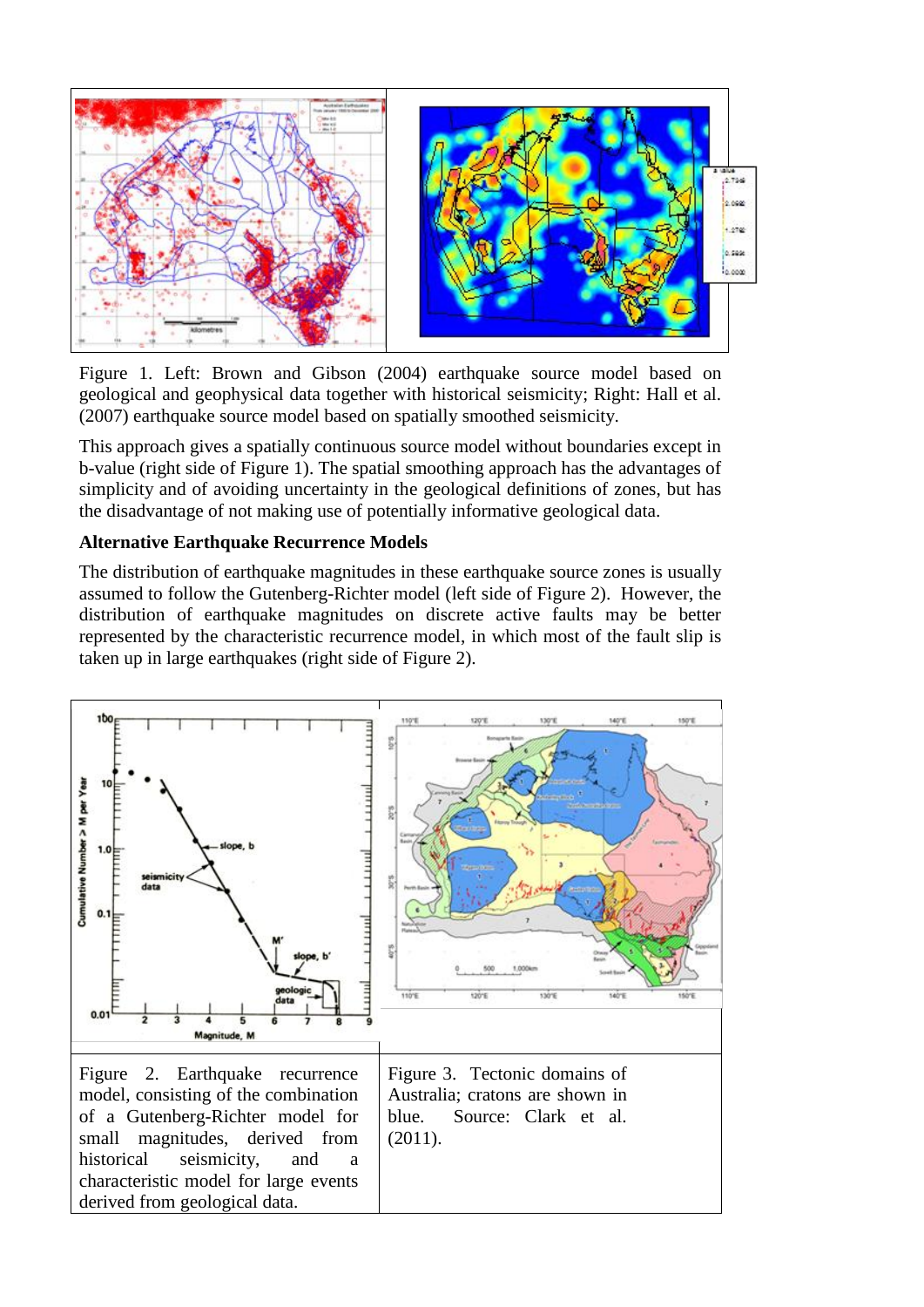Figure 1. Left: Brown and Gibson (2004) earthquake source model based on geological and geophysical data together with historical seismicity; Right: Hall et al. (2007) earthquake source model based on spatially smoothed seismicity.

This approach gives a spatially continuous source model without boundaries except in b-value (right side of Figure 1). The spatial smoothing approach has the advantages of simplicity and of avoiding uncertainty in the geological definitions of zones, but has the disadvantage of not making use of potentially informative geological data.

**Alternative Earthquake Recurrence Models**

The distribution of earthquake magnitudes in these earthquake source zones is usually assumed to follow the Gutenberg-Richter model (left side of Figure 2). However, the distribution of earthquake magnitudes on discrete active faults may be better represented by the characteristic recurrence model, in which most of the fault slip is taken up in large earthquakes (right side of Figure 2).

Figure 2. Earthquake recurrence model, consisting of the combination of a Gutenberg-Richter model for small magnitudes, derived from historical seismicity, and a characteristic model for large events derived from geological data.

Figure 3. Tectonic domains of Australia; cratons are shown in blue. Source: Clark et al. (2011).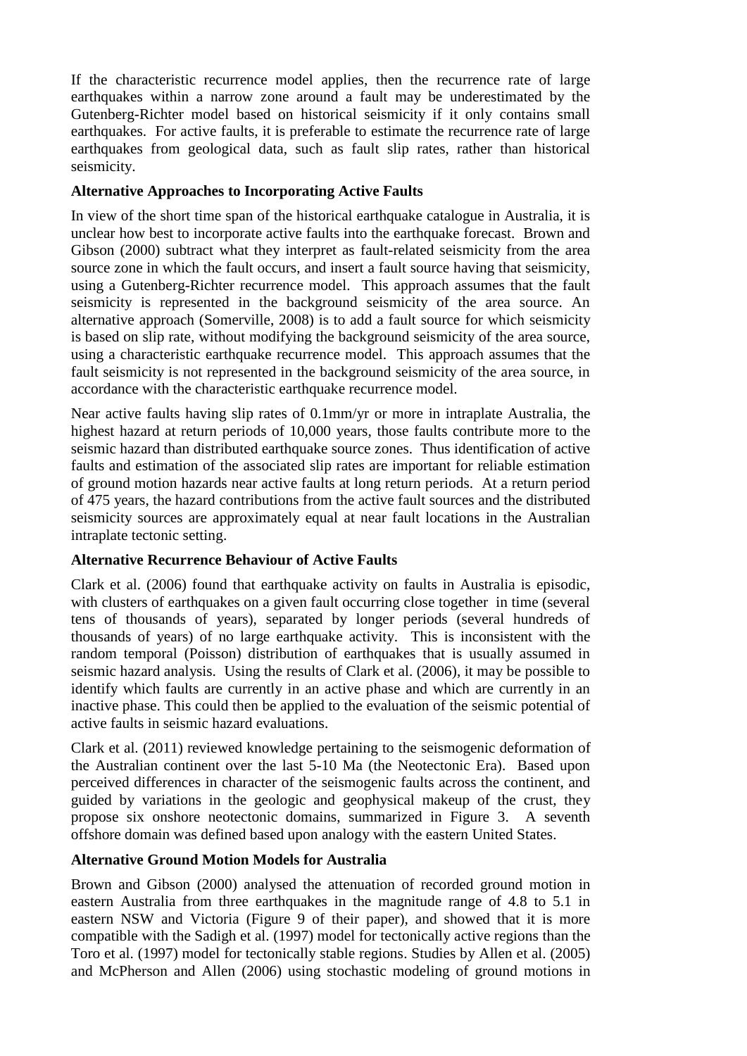If the characteristic recurrence model applies, then the recurrence rate of large earthquakes within a narrow zone around a fault may be underestimated by the Gutenberg-Richter model based on historical seismicity if it only contains small earthquakes. For active faults, it is preferable to estimate the recurrence rate of large earthquakes from geological data, such as fault slip rates, rather than historical seismicity.

**Alternative Approaches to Incorporating Active Faults**

In view of the short time span of the historical earthquake catalogue in Australia, it is unclear how best to incorporate active faults into the earthquake forecast. Brown and Gibson (2000) subtract what they interpret as fault-related seismicity from the area source zone in which the fault occurs, and insert a fault source having that seismicity, using a Gutenberg-Richter recurrence model. This approach assumes that the fault seismicity is represented in the background seismicity of the area source. An alternative approach (Somerville, 2008) is to add a fault source for which seismicity is based on slip rate, without modifying the background seismicity of the area source, using a characteristic earthquake recurrence model. This approach assumes that the fault seismicity is not represented in the background seismicity of the area source, in accordance with the characteristic earthquake recurrence model.

Near active faults having slip rates of 0.1mm/yr or more in intraplate Australia, the highest hazard at return periods of 10,000 years, those faults contribute more to the seismic hazard than distributed earthquake source zones. Thus identification of active faults and estimation of the associated slip rates are important for reliable estimation of ground motion hazards near active faults at long return periods. At a return period of 475 years, the hazard contributions from the active fault sources and the distributed seismicity sources are approximately equal at near fault locations in the Australian intraplate tectonic setting.

**Alternative Recurrence Behaviour of Active Faults**

Clark et al. (2006) found that earthquake activity on faults in Australia is episodic, with clusters of earthquakes on a given fault occurring close together in time (several tens of thousands of years), separated by longer periods (several hundreds of thousands of years) of no large earthquake activity. This is inconsistent with the random temporal (Poisson) distribution of earthquakes that is usually assumed in seismic hazard analysis. Using the results of Clark et al. (2006), it may be possible to identify which faults are currently in an active phase and which are currently in an inactive phase. This could then be applied to the evaluation of the seismic potential of active faults in seismic hazard evaluations.

Clark et al. (2011) reviewed knowledge pertaining to the seismogenic deformation of the Australian continent over the last 5-10 Ma (the Neotectonic Era). Based upon perceived differences in character of the seismogenic faults across the continent, and guided by variations in the geologic and geophysical makeup of the crust, they propose six onshore neotectonic domains, summarized in Figure 3. A seventh offshore domain was defined based upon analogy with the eastern United States.

**Alternative Ground Motion Models for Australia**

Brown and Gibson (2000) analysed the attenuation of recorded ground motion in eastern Australia from three earthquakes in the magnitude range of 4.8 to 5.1 in eastern NSW and Victoria (Figure 9 of their paper), and showed that it is more compatible with the Sadigh et al. (1997) model for tectonically active regions than the Toro et al. (1997) model for tectonically stable regions. Studies by Allen et al. (2005) and McPherson and Allen (2006) using stochastic modeling of ground motions in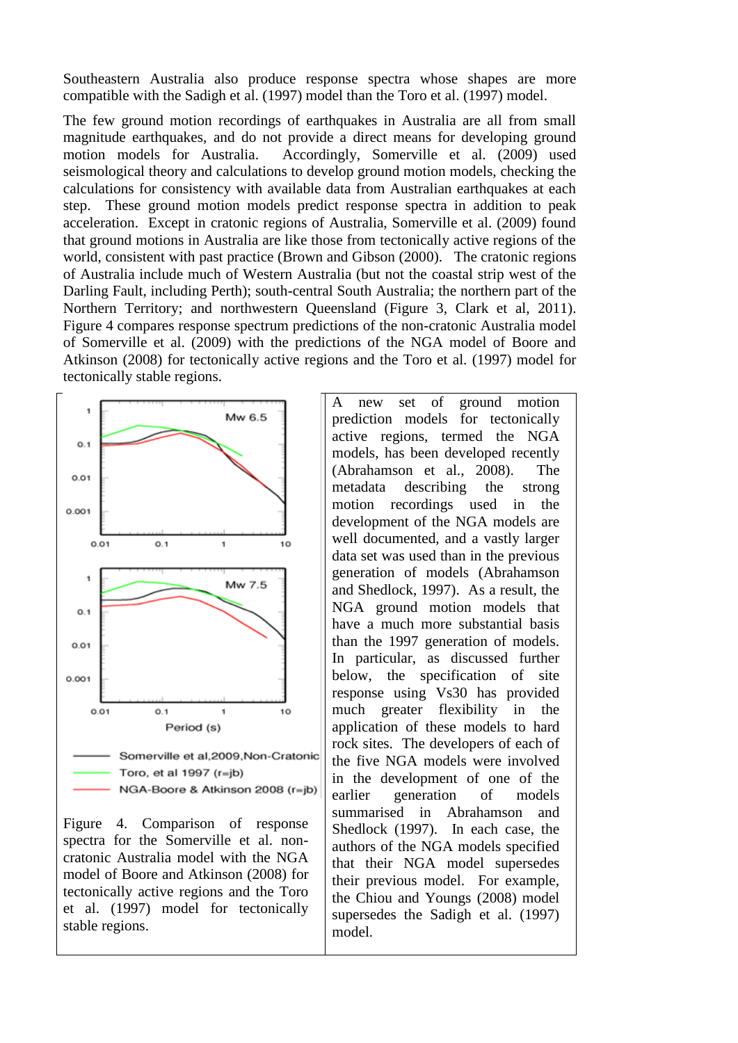Southeastern Australia also produce response spectra whose shapes are more compatible with the Sadigh et al. (1997) model than the Toro et al. (1997) model.

The few ground motion recordings of earthquakes in Australia are all from small magnitude earthquakes, and do not provide a direct means for developing ground motion models for Australia. Accordingly, Somerville et al. (2009) used seismological theory and calculations to develop ground motion models, checking the calculations for consistency with available data from Australian earthquakes at each step. These ground motion models predict response spectra in addition to peak acceleration. Except in cratonic regions of Australia, Somerville et al. (2009) found that ground motions in Australia are like those from tectonically active regions of the world, consistent with past practice (Brown and Gibson (2000). The cratonic regions of Australia include much of Western Australia (but not the coastal strip west of the Darling Fault, including Perth); south-central South Australia; the northern part of the Northern Territory; and northwestern Queensland (Figure 3, Clark et al, 2011). Figure 4 compares response spectrum predictions of the non-cratonic Australia model of Somerville et al. (2009) with the predictions of the NGA model of Boore and Atkinson (2008) for tectonically active regions and the Toro et al. (1997) model for tectonically stable regions.

Mw 6.5

1
0.1
0.01
0.001

0.01 0.1 1 10

Mw 7.5

1
0.1
0.01
0.001

0.01 0.1 1 10

Period (s)

Somerville et al,2009,Non-Cratonic
Toro, et al 1997 (r=jb)
NGA-Boore & Atkinson 2008 (r=jb)

Figure 4. Comparison of response spectra for the Somerville et al. non-cratonic Australia model with the NGA model of Boore and Atkinson (2008) for tectonically active regions and the Toro et al. (1997) model for tectonically stable regions.

A new set of ground motion prediction models for tectonically active regions, termed the NGA models, has been developed recently (Abrahamson et al., 2008). The metadata describing the strong motion recordings used in the development of the NGA models are well documented, and a vastly larger data set was used than in the previous generation of models (Abrahamson and Shedlock, 1997). As a result, the NGA ground motion models that have a much more substantial basis than the 1997 generation of models. In particular, as discussed further below, the specification of site response using Vs30 has provided much greater flexibility in the application of these models to hard rock sites. The developers of each of the five NGA models were involved in the development of one of the earlier generation of models summarised in Abrahamson and Shedlock (1997). In each case, the authors of the NGA models specified that their NGA model supersedes their previous model. For example, the Chiou and Youngs (2008) model supersedes the Sadigh et al. (1997) model.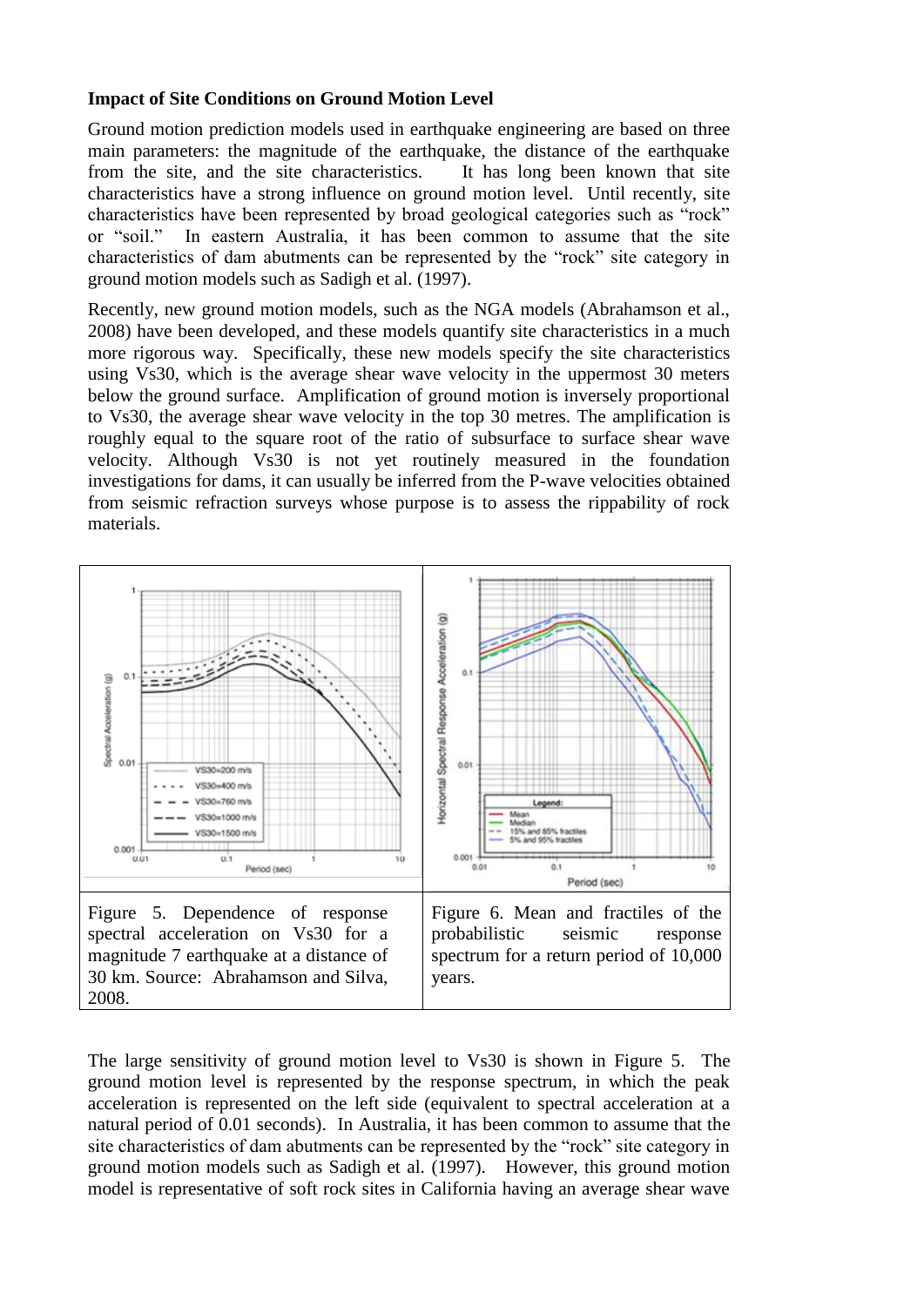**Impact of Site Conditions on Ground Motion Level**

Ground motion prediction models used in earthquake engineering are based on three main parameters: the magnitude of the earthquake, the distance of the earthquake from the site, and the site characteristics. It has long been known that site characteristics have a strong influence on ground motion level. Until recently, site characteristics have been represented by broad geological categories such as "rock" or "soil." In eastern Australia, it has been common to assume that the site characteristics of dam abutments can be represented by the "rock" site category in ground motion models such as Sadigh et al. (1997).

Recently, new ground motion models, such as the NGA models (Abrahamson et al., 2008) have been developed, and these models quantify site characteristics in a much more rigorous way. Specifically, these new models specify the site characteristics using Vs30, which is the average shear wave velocity in the uppermost 30 meters below the ground surface. Amplification of ground motion is inversely proportional to Vs30, the average shear wave velocity in the top 30 metres. The amplification is roughly equal to the square root of the ratio of subsurface to surface shear wave velocity. Although Vs30 is not yet routinely measured in the foundation investigations for dams, it can usually be inferred from the P-wave velocities obtained from seismic refraction surveys whose purpose is to assess the rippability of rock materials.

Spectral Acceleration (g)
1
0.1
0.01
0.001
0.01
0.1
1
10
Period (sec)
VS30=200 m/s
VS30=400 m/s
VS30=760 m/s
VS30=1000 m/s
VS30=1500 m/s

Figure 5. Dependence of response spectral acceleration on Vs30 for a magnitude 7 earthquake at a distance of 30 km. Source: Abrahamson and Silva, 2008.

Horizontal Spectral Response Acceleration (g)
1
0.1
0.01
0.001
0.01
0.1
1
10
Period (sec)
Legend:
Mean
Median
15% and 85% fractiles
5% and 95% fractiles

Figure 6. Mean and fractiles of the probabilistic seismic response spectrum for a return period of 10,000 years.

The large sensitivity of ground motion level to Vs30 is shown in Figure 5. The ground motion level is represented by the response spectrum, in which the peak acceleration is represented on the left side (equivalent to spectral acceleration at a natural period of 0.01 seconds). In Australia, it has been common to assume that the site characteristics of dam abutments can be represented by the "rock" site category in ground motion models such as Sadigh et al. (1997). However, this ground motion model is representative of soft rock sites in California having an average shear wave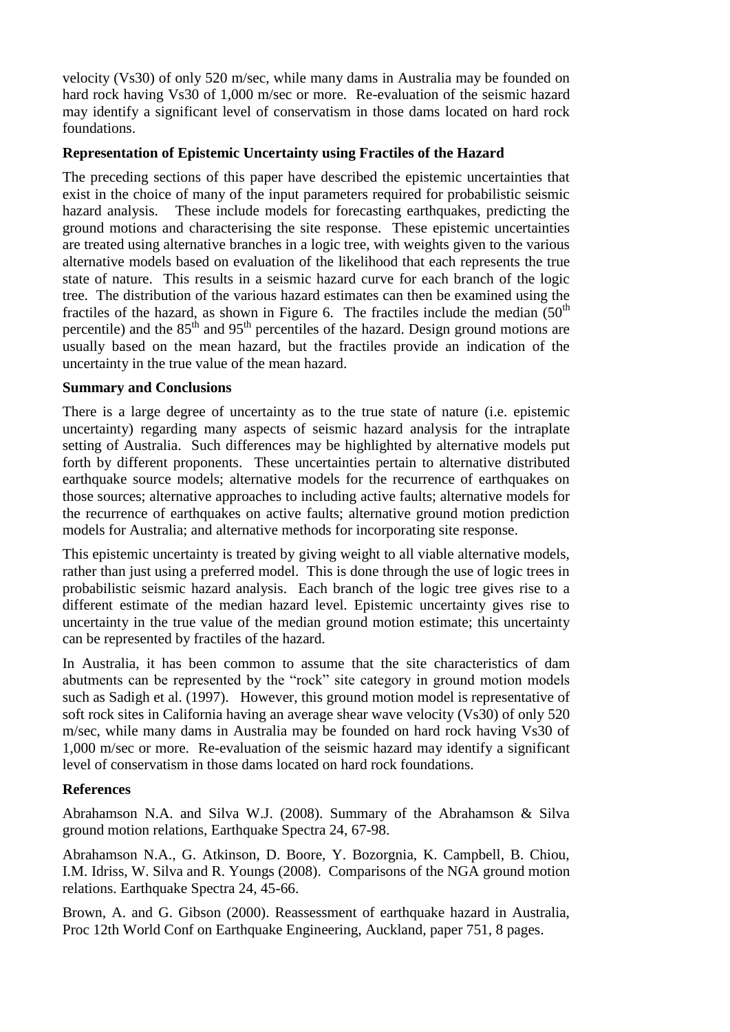velocity (Vs30) of only 520 m/sec, while many dams in Australia may be founded on hard rock having Vs30 of 1,000 m/sec or more. Re-evaluation of the seismic hazard may identify a significant level of conservatism in those dams located on hard rock foundations.

## Representation of Epistemic Uncertainty using Fractiles of the Hazard

The preceding sections of this paper have described the epistemic uncertainties that exist in the choice of many of the input parameters required for probabilistic seismic hazard analysis. These include models for forecasting earthquakes, predicting the ground motions and characterising the site response. These epistemic uncertainties are treated using alternative branches in a logic tree, with weights given to the various alternative models based on evaluation of the likelihood that each represents the true state of nature. This results in a seismic hazard curve for each branch of the logic tree. The distribution of the various hazard estimates can then be examined using the fractiles of the hazard, as shown in Figure 6. The fractiles include the median ($50^{th}$ percentile) and the $85^{th}$ and $95^{th}$ percentiles of the hazard. Design ground motions are usually based on the mean hazard, but the fractiles provide an indication of the uncertainty in the true value of the mean hazard.

## Summary and Conclusions

There is a large degree of uncertainty as to the true state of nature (i.e. epistemic uncertainty) regarding many aspects of seismic hazard analysis for the intraplate setting of Australia. Such differences may be highlighted by alternative models put forth by different proponents. These uncertainties pertain to alternative distributed earthquake source models; alternative models for the recurrence of earthquakes on those sources; alternative approaches to including active faults; alternative models for the recurrence of earthquakes on active faults; alternative ground motion prediction models for Australia; and alternative methods for incorporating site response.

This epistemic uncertainty is treated by giving weight to all viable alternative models, rather than just using a preferred model. This is done through the use of logic trees in probabilistic seismic hazard analysis. Each branch of the logic tree gives rise to a different estimate of the median hazard level. Epistemic uncertainty gives rise to uncertainty in the true value of the median ground motion estimate; this uncertainty can be represented by fractiles of the hazard.

In Australia, it has been common to assume that the site characteristics of dam abutments can be represented by the "rock" site category in ground motion models such as Sadigh et al. (1997). However, this ground motion model is representative of soft rock sites in California having an average shear wave velocity (Vs30) of only 520 m/sec, while many dams in Australia may be founded on hard rock having Vs30 of 1,000 m/sec or more. Re-evaluation of the seismic hazard may identify a significant level of conservatism in those dams located on hard rock foundations.

## References

Abrahamson N.A. and Silva W.J. (2008). Summary of the Abrahamson & Silva ground motion relations, Earthquake Spectra 24, 67-98.

Abrahamson N.A., G. Atkinson, D. Boore, Y. Bozorgnia, K. Campbell, B. Chiou, I.M. Idriss, W. Silva and R. Youngs (2008). Comparisons of the NGA ground motion relations. Earthquake Spectra 24, 45-66.

Brown, A. and G. Gibson (2000). Reassessment of earthquake hazard in Australia, Proc 12th World Conf on Earthquake Engineering, Auckland, paper 751, 8 pages.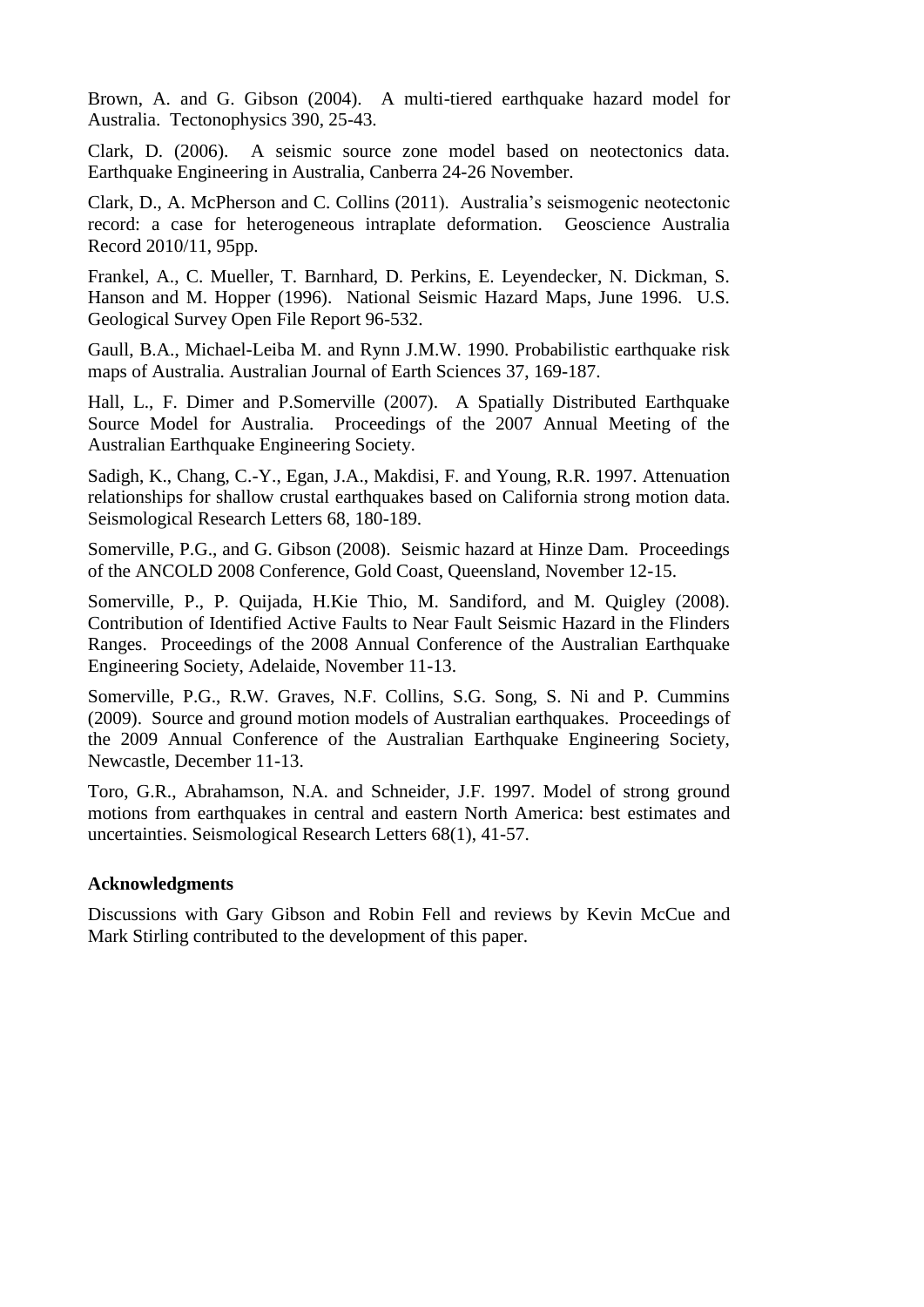Brown, A. and G. Gibson (2004). A multi-tiered earthquake hazard model for Australia. Tectonophysics 390, 25-43.

Clark, D. (2006). A seismic source zone model based on neotectonics data. Earthquake Engineering in Australia, Canberra 24-26 November.

Clark, D., A. McPherson and C. Collins (2011). Australia's seismogenic neotectonic record: a case for heterogeneous intraplate deformation. Geoscience Australia Record 2010/11, 95pp.

Frankel, A., C. Mueller, T. Barnhard, D. Perkins, E. Leyendecker, N. Dickman, S. Hanson and M. Hopper (1996). National Seismic Hazard Maps, June 1996. U.S. Geological Survey Open File Report 96-532.

Gaull, B.A., Michael-Leiba M. and Rynn J.M.W. 1990. Probabilistic earthquake risk maps of Australia. Australian Journal of Earth Sciences 37, 169-187.

Hall, L., F. Dimer and P.Somerville (2007). A Spatially Distributed Earthquake Source Model for Australia. Proceedings of the 2007 Annual Meeting of the Australian Earthquake Engineering Society.

Sadigh, K., Chang, C.-Y., Egan, J.A., Makdisi, F. and Young, R.R. 1997. Attenuation relationships for shallow crustal earthquakes based on California strong motion data. Seismological Research Letters 68, 180-189.

Somerville, P.G., and G. Gibson (2008). Seismic hazard at Hinze Dam. Proceedings of the ANCOLD 2008 Conference, Gold Coast, Queensland, November 12-15.

Somerville, P., P. Quijada, H.Kie Thio, M. Sandiford, and M. Quigley (2008). Contribution of Identified Active Faults to Near Fault Seismic Hazard in the Flinders Ranges. Proceedings of the 2008 Annual Conference of the Australian Earthquake Engineering Society, Adelaide, November 11-13.

Somerville, P.G., R.W. Graves, N.F. Collins, S.G. Song, S. Ni and P. Cummins (2009). Source and ground motion models of Australian earthquakes. Proceedings of the 2009 Annual Conference of the Australian Earthquake Engineering Society, Newcastle, December 11-13.

Toro, G.R., Abrahamson, N.A. and Schneider, J.F. 1997. Model of strong ground motions from earthquakes in central and eastern North America: best estimates and uncertainties. Seismological Research Letters 68(1), 41-57.

**Acknowledgments**

Discussions with Gary Gibson and Robin Fell and reviews by Kevin McCue and Mark Stirling contributed to the development of this paper.